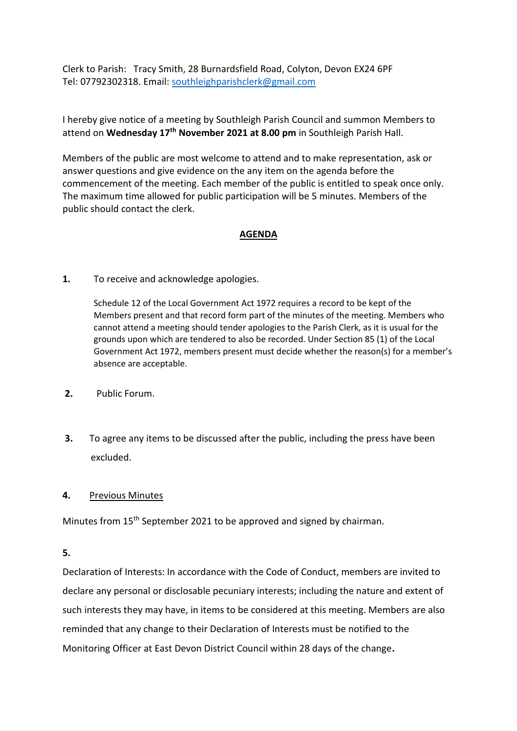Clerk to Parish: Tracy Smith, 28 Burnardsfield Road, Colyton, Devon EX24 6PF
Tel: 07792302318. Email: southleighparishclerk@gmail.com

I hereby give notice of a meeting by Southleigh Parish Council and summon Members to attend on **Wednesday 17th November 2021 at 8.00 pm** in Southleigh Parish Hall.

Members of the public are most welcome to attend and to make representation, ask or answer questions and give evidence on the any item on the agenda before the commencement of the meeting. Each member of the public is entitled to speak once only. The maximum time allowed for public participation will be 5 minutes. Members of the public should contact the clerk.

## AGENDA

**1.** To receive and acknowledge apologies.

Schedule 12 of the Local Government Act 1972 requires a record to be kept of the Members present and that record form part of the minutes of the meeting. Members who cannot attend a meeting should tender apologies to the Parish Clerk, as it is usual for the grounds upon which are tendered to also be recorded. Under Section 85 (1) of the Local Government Act 1972, members present must decide whether the reason(s) for a member's absence are acceptable.

**2.** Public Forum.

**3.** To agree any items to be discussed after the public, including the press have been excluded.

**4.** Previous Minutes

Minutes from 15th September 2021 to be approved and signed by chairman.

**5.**

Declaration of Interests: In accordance with the Code of Conduct, members are invited to declare any personal or disclosable pecuniary interests; including the nature and extent of such interests they may have, in items to be considered at this meeting. Members are also reminded that any change to their Declaration of Interests must be notified to the Monitoring Officer at East Devon District Council within 28 days of the change**.**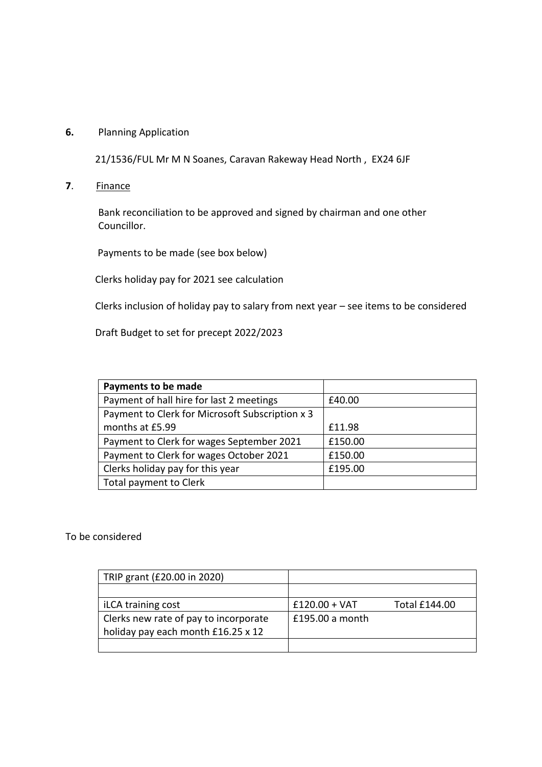**6.** Planning Application

21/1536/FUL Mr M N Soanes, Caravan Rakeway Head North , EX24 6JF

**7**. Finance

Bank reconciliation to be approved and signed by chairman and one other Councillor.

Payments to be made (see box below)

Clerks holiday pay for 2021 see calculation

Clerks inclusion of holiday pay to salary from next year – see items to be considered

Draft Budget to set for precept 2022/2023

| **Payments to be made** | |
|---|---|
| Payment of hall hire for last 2 meetings | £40.00 |
| Payment to Clerk for Microsoft Subscription x 3 months at £5.99 | £11.98 |
| Payment to Clerk for wages September 2021 | £150.00 |
| Payment to Clerk for wages October 2021 | £150.00 |
| Clerks holiday pay for this year | £195.00 |
| Total payment to Clerk | |

To be considered

| TRIP grant (£20.00 in 2020) | | |
|---|---|---|
| | | |
| iLCA training cost | £120.00 + VAT | Total £144.00 |
| Clerks new rate of pay to incorporate holiday pay each month £16.25 x 12 | £195.00 a month | |
| | | |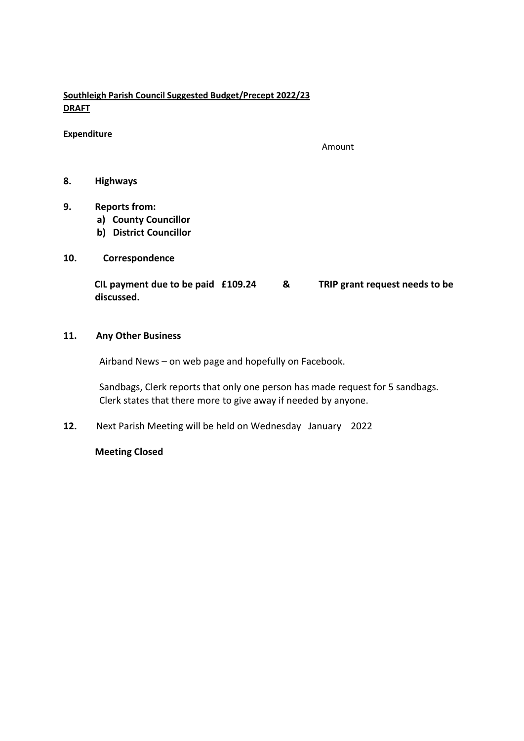**Southleigh Parish Council Suggested Budget/Precept 2022/23**
**DRAFT**

**Expenditure**

Amount

**8. Highways**

**9. Reports from:**

**a) County Councillor**
**b) District Councillor**

**10. Correspondence**

**CIL payment due to be paid £109.24 & TRIP grant request needs to be discussed.**

**11. Any Other Business**

Airband News – on web page and hopefully on Facebook.

Sandbags, Clerk reports that only one person has made request for 5 sandbags. Clerk states that there more to give away if needed by anyone.

**12.** Next Parish Meeting will be held on Wednesday January 2022

**Meeting Closed**